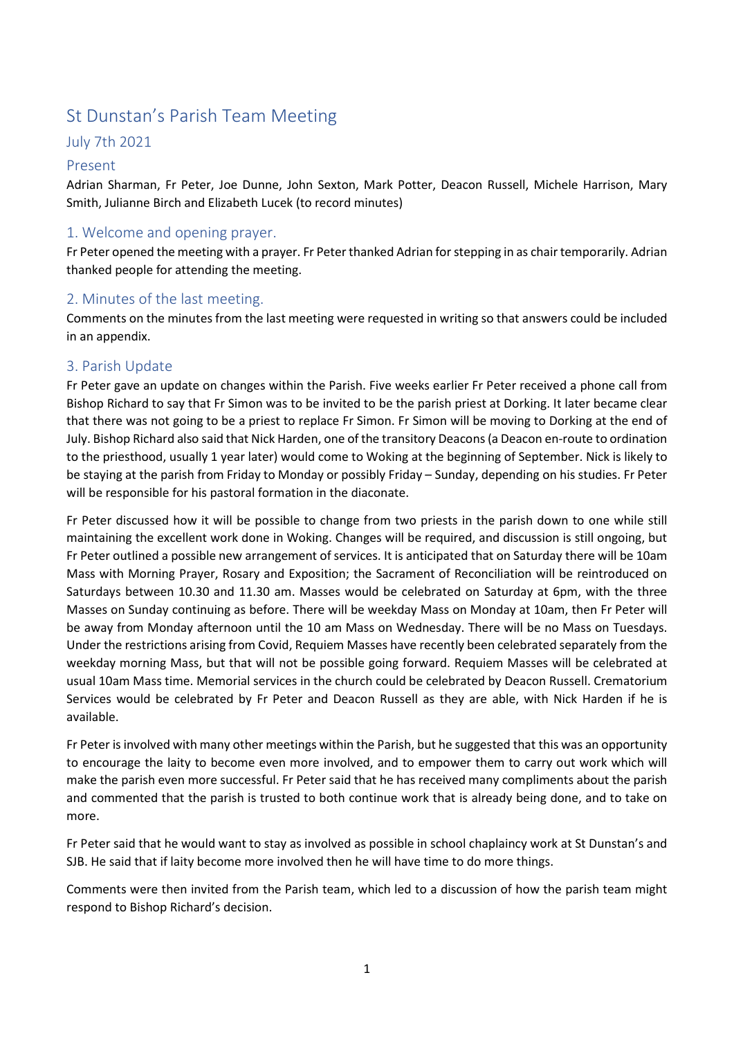# St Dunstan's Parish Team Meeting

## July 7th 2021

### Present

Adrian Sharman, Fr Peter, Joe Dunne, John Sexton, Mark Potter, Deacon Russell, Michele Harrison, Mary Smith, Julianne Birch and Elizabeth Lucek (to record minutes)

## 1. Welcome and opening prayer.

Fr Peter opened the meeting with a prayer. Fr Peter thanked Adrian for stepping in as chair temporarily. Adrian thanked people for attending the meeting.

## 2. Minutes of the last meeting.

Comments on the minutes from the last meeting were requested in writing so that answers could be included in an appendix.

## 3. Parish Update

Fr Peter gave an update on changes within the Parish. Five weeks earlier Fr Peter received a phone call from Bishop Richard to say that Fr Simon was to be invited to be the parish priest at Dorking. It later became clear that there was not going to be a priest to replace Fr Simon. Fr Simon will be moving to Dorking at the end of July. Bishop Richard also said that Nick Harden, one of the transitory Deacons (a Deacon en-route to ordination to the priesthood, usually 1 year later) would come to Woking at the beginning of September. Nick is likely to be staying at the parish from Friday to Monday or possibly Friday – Sunday, depending on his studies. Fr Peter will be responsible for his pastoral formation in the diaconate.

Fr Peter discussed how it will be possible to change from two priests in the parish down to one while still maintaining the excellent work done in Woking. Changes will be required, and discussion is still ongoing, but Fr Peter outlined a possible new arrangement of services. It is anticipated that on Saturday there will be 10am Mass with Morning Prayer, Rosary and Exposition; the Sacrament of Reconciliation will be reintroduced on Saturdays between 10.30 and 11.30 am. Masses would be celebrated on Saturday at 6pm, with the three Masses on Sunday continuing as before. There will be weekday Mass on Monday at 10am, then Fr Peter will be away from Monday afternoon until the 10 am Mass on Wednesday. There will be no Mass on Tuesdays. Under the restrictions arising from Covid, Requiem Masses have recently been celebrated separately from the weekday morning Mass, but that will not be possible going forward. Requiem Masses will be celebrated at usual 10am Mass time. Memorial services in the church could be celebrated by Deacon Russell. Crematorium Services would be celebrated by Fr Peter and Deacon Russell as they are able, with Nick Harden if he is available.

Fr Peter is involved with many other meetings within the Parish, but he suggested that this was an opportunity to encourage the laity to become even more involved, and to empower them to carry out work which will make the parish even more successful. Fr Peter said that he has received many compliments about the parish and commented that the parish is trusted to both continue work that is already being done, and to take on more.

Fr Peter said that he would want to stay as involved as possible in school chaplaincy work at St Dunstan's and SJB. He said that if laity become more involved then he will have time to do more things.

Comments were then invited from the Parish team, which led to a discussion of how the parish team might respond to Bishop Richard's decision.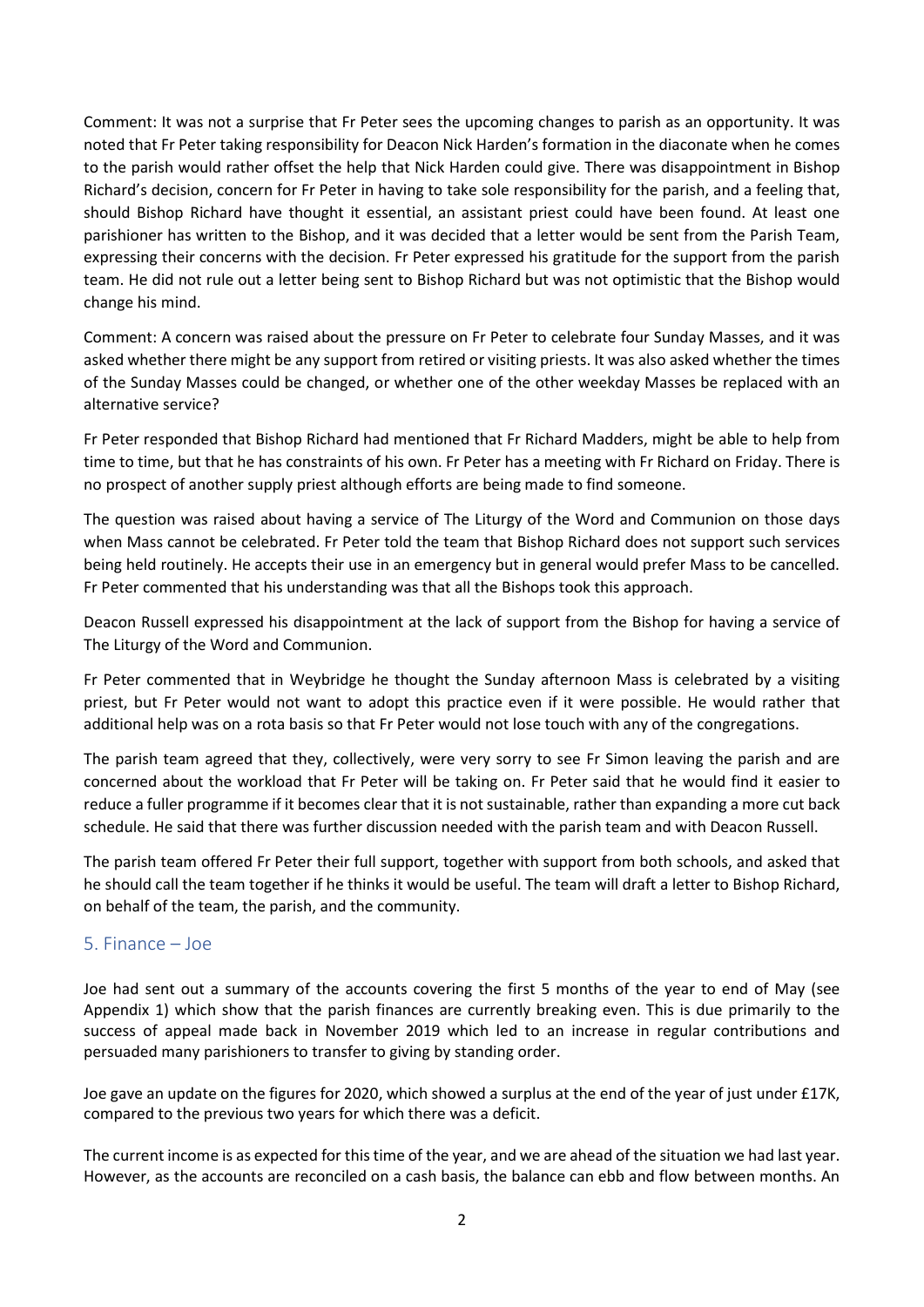Comment: It was not a surprise that Fr Peter sees the upcoming changes to parish as an opportunity. It was noted that Fr Peter taking responsibility for Deacon Nick Harden's formation in the diaconate when he comes to the parish would rather offset the help that Nick Harden could give. There was disappointment in Bishop Richard's decision, concern for Fr Peter in having to take sole responsibility for the parish, and a feeling that, should Bishop Richard have thought it essential, an assistant priest could have been found. At least one parishioner has written to the Bishop, and it was decided that a letter would be sent from the Parish Team, expressing their concerns with the decision. Fr Peter expressed his gratitude for the support from the parish team. He did not rule out a letter being sent to Bishop Richard but was not optimistic that the Bishop would change his mind.

Comment: A concern was raised about the pressure on Fr Peter to celebrate four Sunday Masses, and it was asked whether there might be any support from retired or visiting priests. It was also asked whether the times of the Sunday Masses could be changed, or whether one of the other weekday Masses be replaced with an alternative service?

Fr Peter responded that Bishop Richard had mentioned that Fr Richard Madders, might be able to help from time to time, but that he has constraints of his own. Fr Peter has a meeting with Fr Richard on Friday. There is no prospect of another supply priest although efforts are being made to find someone.

The question was raised about having a service of The Liturgy of the Word and Communion on those days when Mass cannot be celebrated. Fr Peter told the team that Bishop Richard does not support such services being held routinely. He accepts their use in an emergency but in general would prefer Mass to be cancelled. Fr Peter commented that his understanding was that all the Bishops took this approach.

Deacon Russell expressed his disappointment at the lack of support from the Bishop for having a service of The Liturgy of the Word and Communion.

Fr Peter commented that in Weybridge he thought the Sunday afternoon Mass is celebrated by a visiting priest, but Fr Peter would not want to adopt this practice even if it were possible. He would rather that additional help was on a rota basis so that Fr Peter would not lose touch with any of the congregations.

The parish team agreed that they, collectively, were very sorry to see Fr Simon leaving the parish and are concerned about the workload that Fr Peter will be taking on. Fr Peter said that he would find it easier to reduce a fuller programme if it becomes clear that it is not sustainable, rather than expanding a more cut back schedule. He said that there was further discussion needed with the parish team and with Deacon Russell.

The parish team offered Fr Peter their full support, together with support from both schools, and asked that he should call the team together if he thinks it would be useful. The team will draft a letter to Bishop Richard, on behalf of the team, the parish, and the community.

## 5. Finance – Joe

Joe had sent out a summary of the accounts covering the first 5 months of the year to end of May (see Appendix 1) which show that the parish finances are currently breaking even. This is due primarily to the success of appeal made back in November 2019 which led to an increase in regular contributions and persuaded many parishioners to transfer to giving by standing order.

Joe gave an update on the figures for 2020, which showed a surplus at the end of the year of just under £17K, compared to the previous two years for which there was a deficit.

The current income is as expected for this time of the year, and we are ahead of the situation we had last year. However, as the accounts are reconciled on a cash basis, the balance can ebb and flow between months. An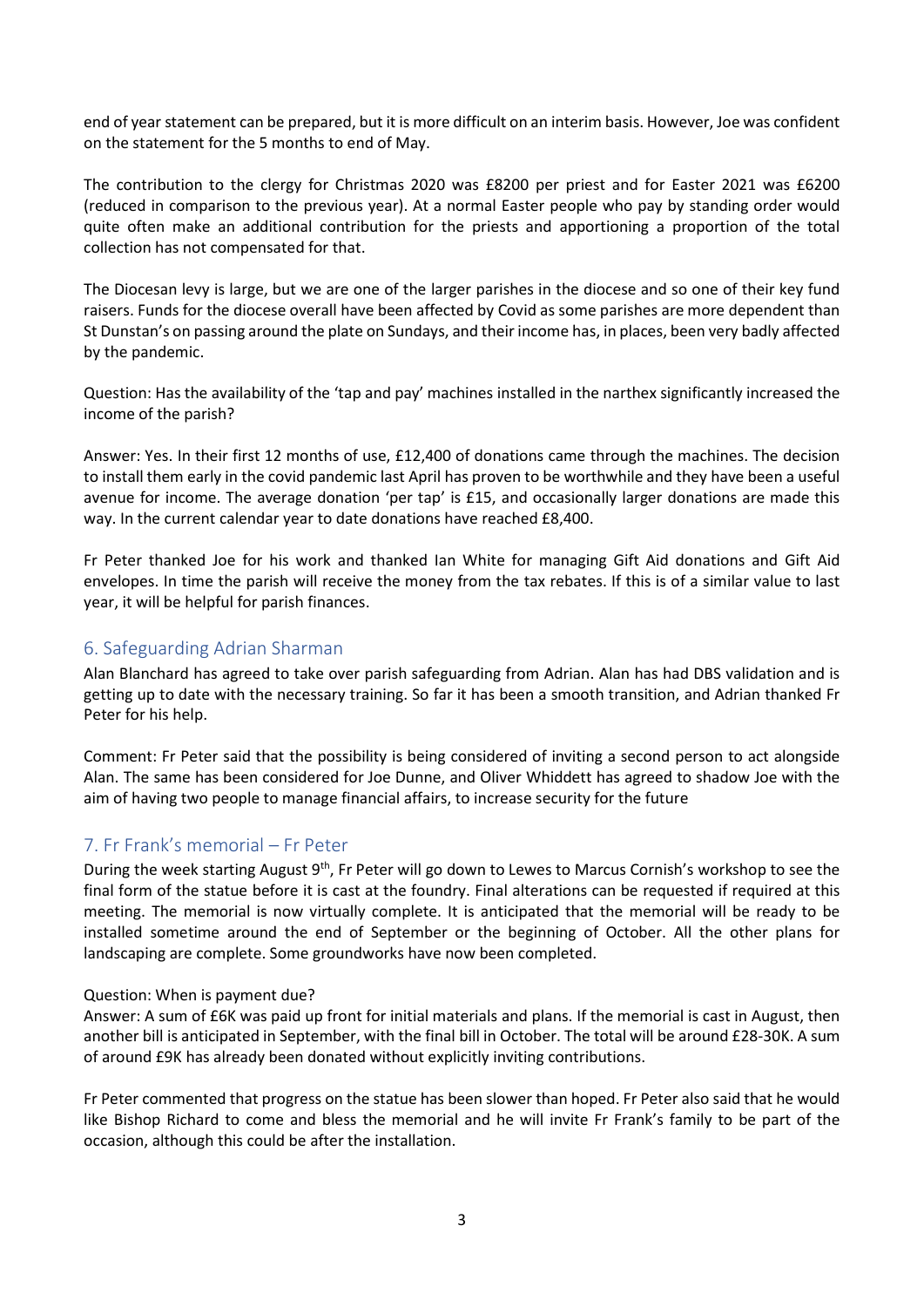end of year statement can be prepared, but it is more difficult on an interim basis. However, Joe was confident on the statement for the 5 months to end of May.

The contribution to the clergy for Christmas 2020 was £8200 per priest and for Easter 2021 was £6200 (reduced in comparison to the previous year). At a normal Easter people who pay by standing order would quite often make an additional contribution for the priests and apportioning a proportion of the total collection has not compensated for that.

The Diocesan levy is large, but we are one of the larger parishes in the diocese and so one of their key fund raisers. Funds for the diocese overall have been affected by Covid as some parishes are more dependent than St Dunstan's on passing around the plate on Sundays, and their income has, in places, been very badly affected by the pandemic.

Question: Has the availability of the 'tap and pay' machines installed in the narthex significantly increased the income of the parish?

Answer: Yes. In their first 12 months of use, £12,400 of donations came through the machines. The decision to install them early in the covid pandemic last April has proven to be worthwhile and they have been a useful avenue for income. The average donation 'per tap' is £15, and occasionally larger donations are made this way. In the current calendar year to date donations have reached £8,400.

Fr Peter thanked Joe for his work and thanked Ian White for managing Gift Aid donations and Gift Aid envelopes. In time the parish will receive the money from the tax rebates. If this is of a similar value to last year, it will be helpful for parish finances.

## 6. Safeguarding Adrian Sharman

Alan Blanchard has agreed to take over parish safeguarding from Adrian. Alan has had DBS validation and is getting up to date with the necessary training. So far it has been a smooth transition, and Adrian thanked Fr Peter for his help.

Comment: Fr Peter said that the possibility is being considered of inviting a second person to act alongside Alan. The same has been considered for Joe Dunne, and Oliver Whiddett has agreed to shadow Joe with the aim of having two people to manage financial affairs, to increase security for the future

## 7. Fr Frank's memorial – Fr Peter

During the week starting August 9th, Fr Peter will go down to Lewes to Marcus Cornish's workshop to see the final form of the statue before it is cast at the foundry. Final alterations can be requested if required at this meeting. The memorial is now virtually complete. It is anticipated that the memorial will be ready to be installed sometime around the end of September or the beginning of October. All the other plans for landscaping are complete. Some groundworks have now been completed.

Question: When is payment due?
Answer: A sum of £6K was paid up front for initial materials and plans. If the memorial is cast in August, then another bill is anticipated in September, with the final bill in October. The total will be around £28-30K. A sum of around £9K has already been donated without explicitly inviting contributions.

Fr Peter commented that progress on the statue has been slower than hoped. Fr Peter also said that he would like Bishop Richard to come and bless the memorial and he will invite Fr Frank's family to be part of the occasion, although this could be after the installation.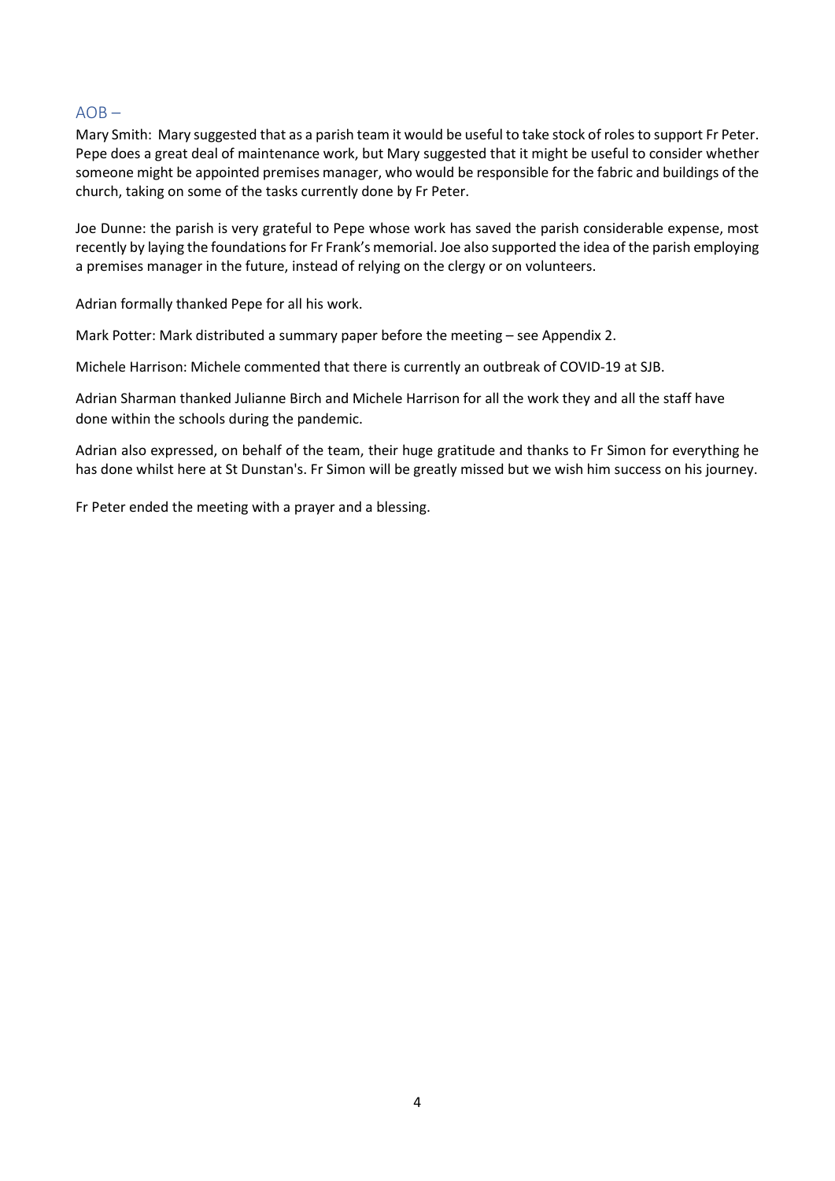## AOB –

Mary Smith: Mary suggested that as a parish team it would be useful to take stock of roles to support Fr Peter. Pepe does a great deal of maintenance work, but Mary suggested that it might be useful to consider whether someone might be appointed premises manager, who would be responsible for the fabric and buildings of the church, taking on some of the tasks currently done by Fr Peter.

Joe Dunne: the parish is very grateful to Pepe whose work has saved the parish considerable expense, most recently by laying the foundations for Fr Frank's memorial. Joe also supported the idea of the parish employing a premises manager in the future, instead of relying on the clergy or on volunteers.

Adrian formally thanked Pepe for all his work.

Mark Potter: Mark distributed a summary paper before the meeting – see Appendix 2.

Michele Harrison: Michele commented that there is currently an outbreak of COVID-19 at SJB.

Adrian Sharman thanked Julianne Birch and Michele Harrison for all the work they and all the staff have done within the schools during the pandemic.

Adrian also expressed, on behalf of the team, their huge gratitude and thanks to Fr Simon for everything he has done whilst here at St Dunstan's. Fr Simon will be greatly missed but we wish him success on his journey.

Fr Peter ended the meeting with a prayer and a blessing.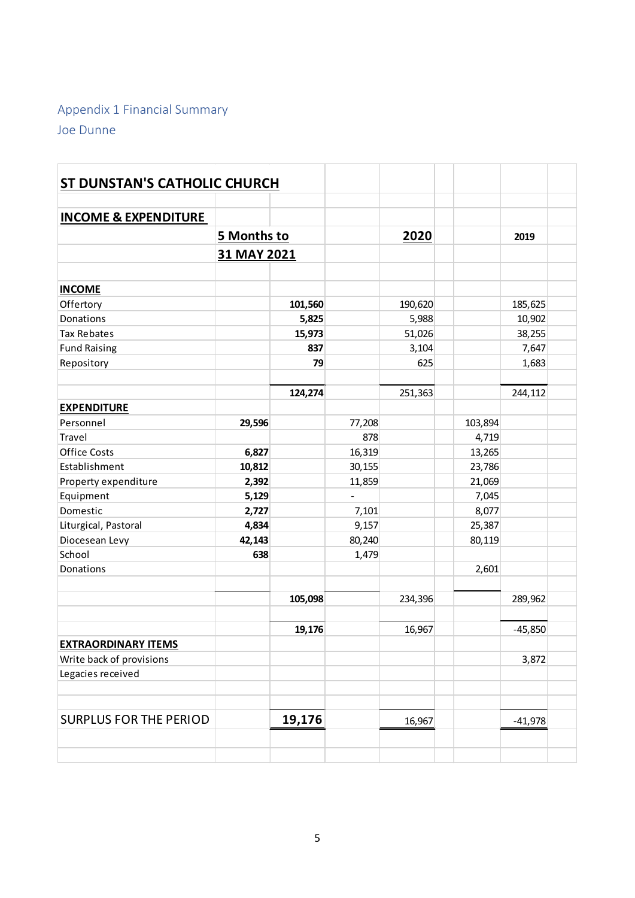Appendix 1 Financial Summary

Joe Dunne

| ST DUNSTAN'S CATHOLIC CHURCH | | | | | | |
|---|---|---|---|---|---|---|
| **INCOME & EXPENDITURE** | | | | | | |
| | **5 Months to 31 MAY 2021** | | | **2020** | | **2019** |
| **INCOME** | | | | | | |
| Offertory | | **101,560** | | 190,620 | | 185,625 |
| Donations | | **5,825** | | 5,988 | | 10,902 |
| Tax Rebates | | **15,973** | | 51,026 | | 38,255 |
| Fund Raising | | **837** | | 3,104 | | 7,647 |
| Repository | | **79** | | 625 | | 1,683 |
| | | **124,274** | | 251,363 | | 244,112 |
| **EXPENDITURE** | | | | | | |
| Personnel | **29,596** | | 77,208 | | 103,894 | |
| Travel | | | 878 | | 4,719 | |
| Office Costs | **6,827** | | 16,319 | | 13,265 | |
| Establishment | **10,812** | | 30,155 | | 23,786 | |
| Property expenditure | **2,392** | | 11,859 | | 21,069 | |
| Equipment | **5,129** | | - | | 7,045 | |
| Domestic | **2,727** | | 7,101 | | 8,077 | |
| Liturgical, Pastoral | **4,834** | | 9,157 | | 25,387 | |
| Diocesean Levy | **42,143** | | 80,240 | | 80,119 | |
| School | **638** | | 1,479 | | | |
| Donations | | | | | 2,601 | |
| | | **105,098** | | 234,396 | | 289,962 |
| | | **19,176** | | 16,967 | | -45,850 |
| **EXTRAORDINARY ITEMS** | | | | | | |
| Write back of provisions | | | | | | 3,872 |
| Legacies received | | | | | | |
| SURPLUS FOR THE PERIOD | | **19,176** | | 16,967 | | -41,978 |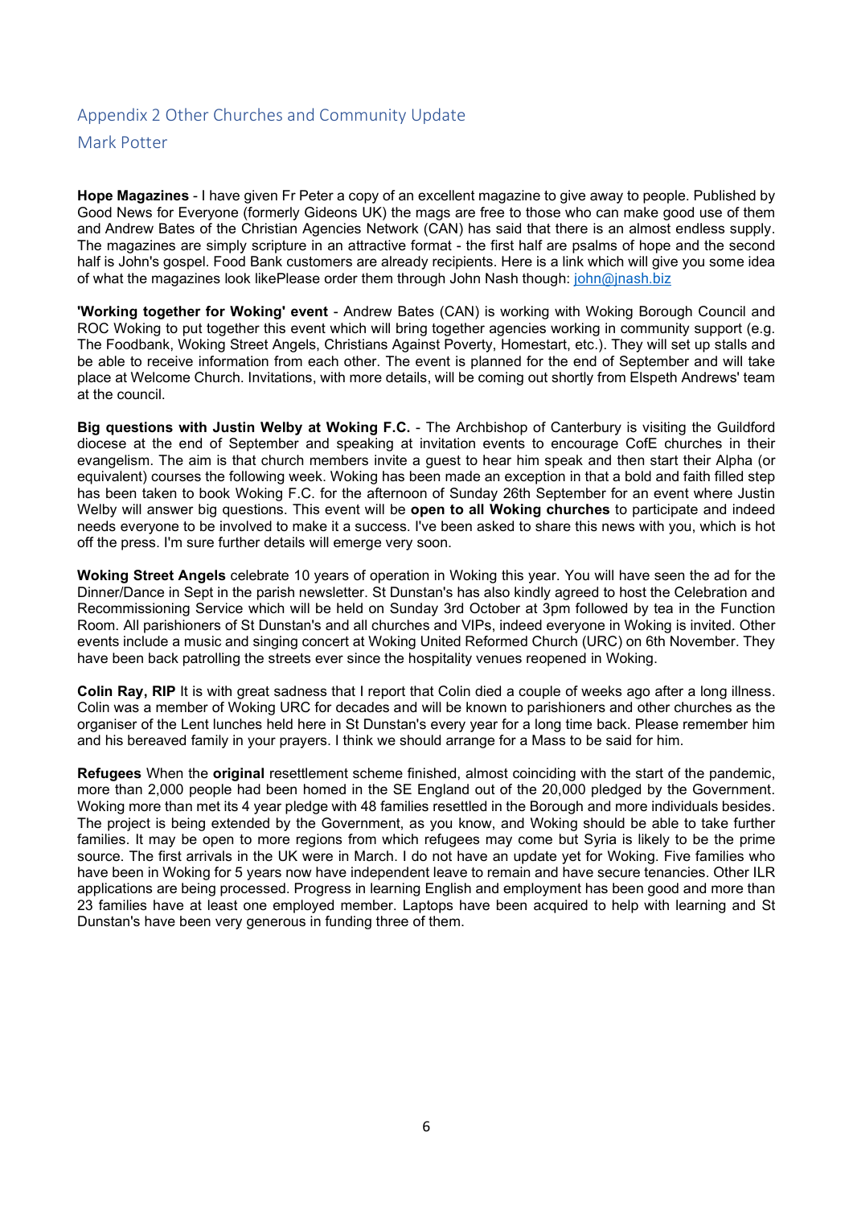## Appendix 2 Other Churches and Community Update

### Mark Potter

**Hope Magazines** - I have given Fr Peter a copy of an excellent magazine to give away to people. Published by Good News for Everyone (formerly Gideons UK) the mags are free to those who can make good use of them and Andrew Bates of the Christian Agencies Network (CAN) has said that there is an almost endless supply. The magazines are simply scripture in an attractive format - the first half are psalms of hope and the second half is John's gospel. Food Bank customers are already recipients. Here is a link which will give you some idea of what the magazines look likePlease order them through John Nash though: john@jnash.biz

**'Working together for Woking' event** - Andrew Bates (CAN) is working with Woking Borough Council and ROC Woking to put together this event which will bring together agencies working in community support (e.g. The Foodbank, Woking Street Angels, Christians Against Poverty, Homestart, etc.). They will set up stalls and be able to receive information from each other. The event is planned for the end of September and will take place at Welcome Church. Invitations, with more details, will be coming out shortly from Elspeth Andrews' team at the council.

**Big questions with Justin Welby at Woking F.C.** - The Archbishop of Canterbury is visiting the Guildford diocese at the end of September and speaking at invitation events to encourage CofE churches in their evangelism. The aim is that church members invite a guest to hear him speak and then start their Alpha (or equivalent) courses the following week. Woking has been made an exception in that a bold and faith filled step has been taken to book Woking F.C. for the afternoon of Sunday 26th September for an event where Justin Welby will answer big questions. This event will be **open to all Woking churches** to participate and indeed needs everyone to be involved to make it a success. I've been asked to share this news with you, which is hot off the press. I'm sure further details will emerge very soon.

**Woking Street Angels** celebrate 10 years of operation in Woking this year. You will have seen the ad for the Dinner/Dance in Sept in the parish newsletter. St Dunstan's has also kindly agreed to host the Celebration and Recommissioning Service which will be held on Sunday 3rd October at 3pm followed by tea in the Function Room. All parishioners of St Dunstan's and all churches and VIPs, indeed everyone in Woking is invited. Other events include a music and singing concert at Woking United Reformed Church (URC) on 6th November. They have been back patrolling the streets ever since the hospitality venues reopened in Woking.

**Colin Ray, RIP** It is with great sadness that I report that Colin died a couple of weeks ago after a long illness. Colin was a member of Woking URC for decades and will be known to parishioners and other churches as the organiser of the Lent lunches held here in St Dunstan's every year for a long time back. Please remember him and his bereaved family in your prayers. I think we should arrange for a Mass to be said for him.

**Refugees** When the **original** resettlement scheme finished, almost coinciding with the start of the pandemic, more than 2,000 people had been homed in the SE England out of the 20,000 pledged by the Government. Woking more than met its 4 year pledge with 48 families resettled in the Borough and more individuals besides. The project is being extended by the Government, as you know, and Woking should be able to take further families. It may be open to more regions from which refugees may come but Syria is likely to be the prime source. The first arrivals in the UK were in March. I do not have an update yet for Woking. Five families who have been in Woking for 5 years now have independent leave to remain and have secure tenancies. Other ILR applications are being processed. Progress in learning English and employment has been good and more than 23 families have at least one employed member. Laptops have been acquired to help with learning and St Dunstan's have been very generous in funding three of them.